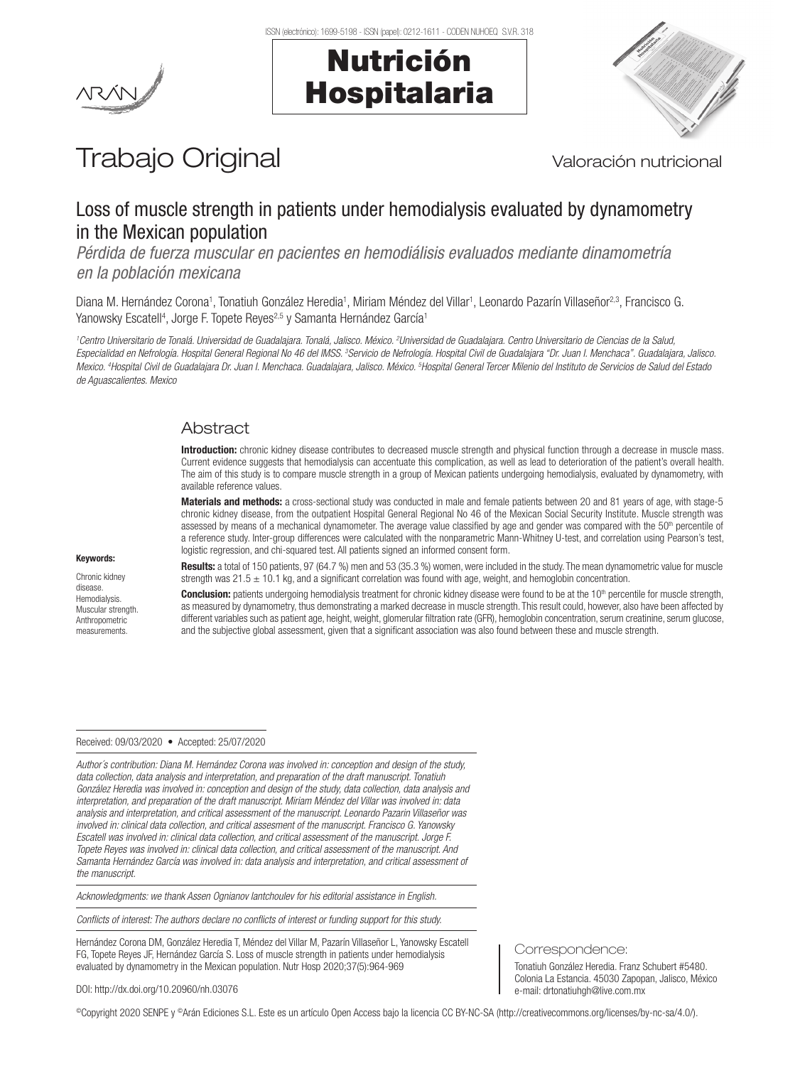# Trabajo Original

Valoración nutricional

## Loss of muscle strength in patients under hemodialysis evaluated by dynamometry in the Mexican population

*Pérdida de fuerza muscular en pacientes en hemodiálisis evaluados mediante dinamometría en la población mexicana*

Diana M. Hernández Corona[1], Tonatiuh González Heredia[1], Miriam Méndez del Villar[1], Leonardo Pazarín Villaseñor[2,3], Francisco G. Yanowsky Escatell[4], Jorge F. Topete Reyes[2,5] y Samanta Hernández García[1]

*[1]Centro Universitario de Tonalá. Universidad de Guadalajara. Tonalá, Jalisco. México. [2]Universidad de Guadalajara. Centro Universitario de Ciencias de la Salud, Especialidad en Nefrología. Hospital General Regional No 46 del IMSS. [3]Servicio de Nefrología. Hospital Civil de Guadalajara "Dr. Juan I. Menchaca". Guadalajara, Jalisco. Mexico. [4]Hospital Civil de Guadalajara Dr. Juan I. Menchaca. Guadalajara, Jalisco. México. [5]Hospital General Tercer Milenio del Instituto de Servicios de Salud del Estado de Aguascalientes. Mexico*

### Abstract

**Introduction:** chronic kidney disease contributes to decreased muscle strength and physical function through a decrease in muscle mass. Current evidence suggests that hemodialysis can accentuate this complication, as well as lead to deterioration of the patient's overall health. The aim of this study is to compare muscle strength in a group of Mexican patients undergoing hemodialysis, evaluated by dynamometry, with available reference values.

**Materials and methods:** a cross-sectional study was conducted in male and female patients between 20 and 81 years of age, with stage-5 chronic kidney disease, from the outpatient Hospital General Regional No 46 of the Mexican Social Security Institute. Muscle strength was assessed by means of a mechanical dynamometer. The average value classified by age and gender was compared with the 50th percentile of a reference study. Inter-group differences were calculated with the nonparametric Mann-Whitney U-test, and correlation using Pearson's test, logistic regression, and chi-squared test. All patients signed an informed consent form.

**Results:** a total of 150 patients, 97 (64.7 %) men and 53 (35.3 %) women, were included in the study. The mean dynamometric value for muscle strength was $21.5 \pm 10.1$ kg, and a significant correlation was found with age, weight, and hemoglobin concentration.

**Conclusion:** patients undergoing hemodialysis treatment for chronic kidney disease were found to be at the 10th percentile for muscle strength, as measured by dynamometry, thus demonstrating a marked decrease in muscle strength. This result could, however, also have been affected by different variables such as patient age, height, weight, glomerular filtration rate (GFR), hemoglobin concentration, serum creatinine, serum glucose, and the subjective global assessment, given that a significant association was also found between these and muscle strength.

**Keywords:**

Chronic kidney disease. Hemodialysis. Muscular strength. Anthropometric measurements.

Received: 09/03/2020 • Accepted: 25/07/2020

*Author's contribution: Diana M. Hernández Corona was involved in: conception and design of the study, data collection, data analysis and interpretation, and preparation of the draft manuscript. Tonatiuh González Heredia was involved in: conception and design of the study, data collection, data analysis and interpretation, and preparation of the draft manuscript. Miriam Méndez del Villar was involved in: data analysis and interpretation, and critical assessment of the manuscript. Leonardo Pazarin Villaseñor was involved in: clinical data collection, and critical assesment of the manuscript. Francisco G. Yanowsky Escatell was involved in: clinical data collection, and critical assessment of the manuscript. Jorge F. Topete Reyes was involved in: clinical data collection, and critical assessment of the manuscript. And Samanta Hernández García was involved in: data analysis and interpretation, and critical assessment of the manuscript.*

*Acknowledgments: we thank Assen Ognianov Iantchoulev for his editorial assistance in English.*

*Conflicts of interest: The authors declare no conflicts of interest or funding support for this study.*

Hernández Corona DM, González Heredia T, Méndez del Villar M, Pazarín Villaseñor L, Yanowsky Escatell FG, Topete Reyes JF, Hernández García S. Loss of muscle strength in patients under hemodialysis evaluated by dynamometry in the Mexican population. Nutr Hosp 2020;37(5):964-969

DOI: http://dx.doi.org/10.20960/nh.03076

**Correspondence:**

Tonatiuh González Heredia. Franz Schubert #5480. Colonia La Estancia. 45030 Zapopan, Jalisco, México
e-mail: drtonatiuhgh@live.com.mx

©Copyright 2020 SENPE y ©Arán Ediciones S.L. Este es un artículo Open Access bajo la licencia CC BY-NC-SA (http://creativecommons.org/licenses/by-nc-sa/4.0/).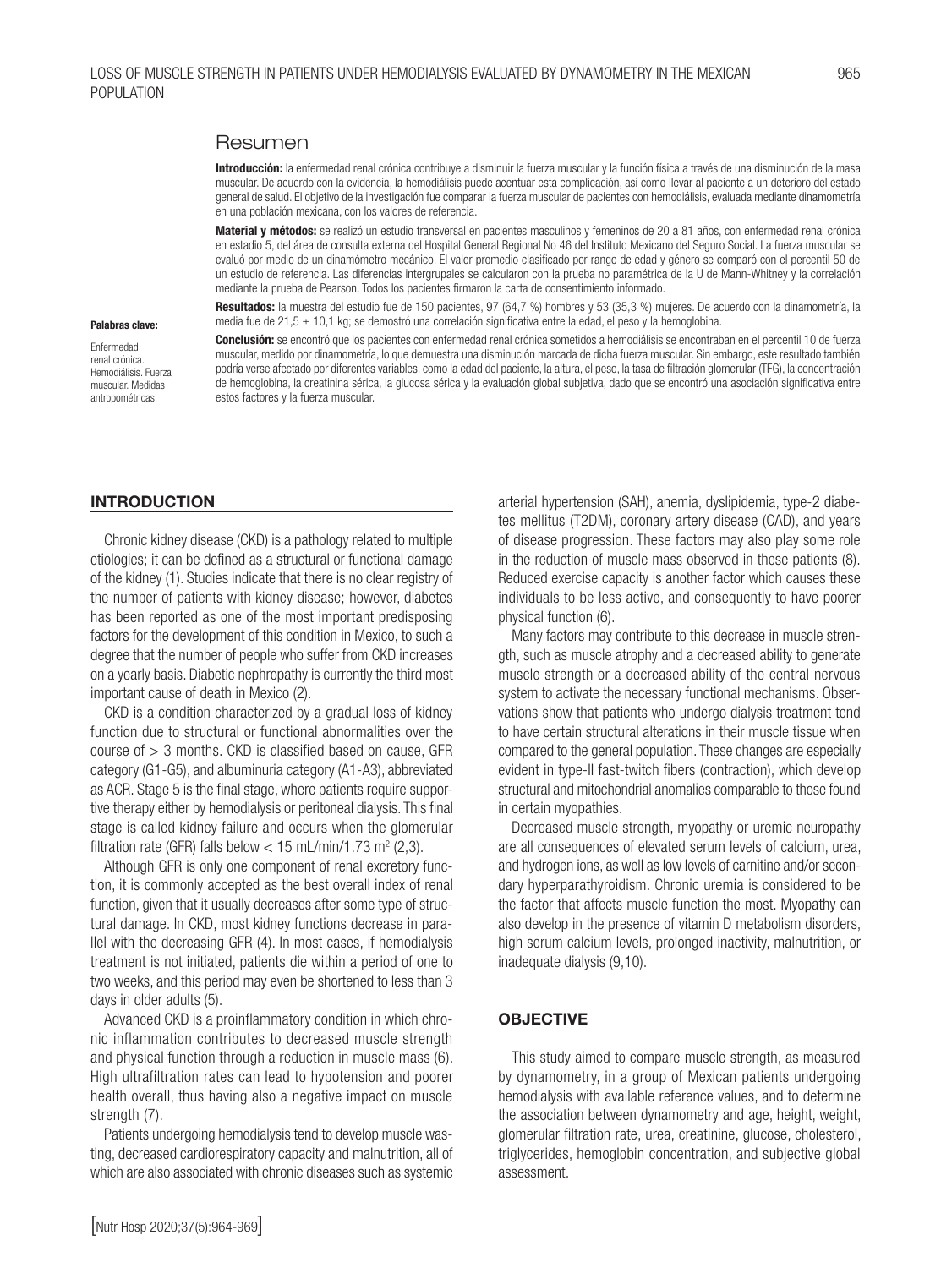## Resumen

**Introducción:** la enfermedad renal crónica contribuye a disminuir la fuerza muscular y la función física a través de una disminución de la masa muscular. De acuerdo con la evidencia, la hemodiálisis puede acentuar esta complicación, así como llevar al paciente a un deterioro del estado general de salud. El objetivo de la investigación fue comparar la fuerza muscular de pacientes con hemodiálisis, evaluada mediante dinamometría en una población mexicana, con los valores de referencia.

**Material y métodos:** se realizó un estudio transversal en pacientes masculinos y femeninos de 20 a 81 años, con enfermedad renal crónica en estadio 5, del área de consulta externa del Hospital General Regional No 46 del Instituto Mexicano del Seguro Social. La fuerza muscular se evaluó por medio de un dinamómetro mecánico. El valor promedio clasificado por rango de edad y género se comparó con el percentil 50 de un estudio de referencia. Las diferencias intergrupales se calcularon con la prueba no paramétrica de la U de Mann-Whitney y la correlación mediante la prueba de Pearson. Todos los pacientes firmaron la carta de consentimiento informado.

**Resultados:** la muestra del estudio fue de 150 pacientes, 97 (64,7 %) hombres y 53 (35,3 %) mujeres. De acuerdo con la dinamometría, la media fue de 21,5 ± 10,1 kg; se demostró una correlación significativa entre la edad, el peso y la hemoglobina.

**Conclusión:** se encontró que los pacientes con enfermedad renal crónica sometidos a hemodiálisis se encontraban en el percentil 10 de fuerza muscular, medido por dinamometría, lo que demuestra una disminución marcada de dicha fuerza muscular. Sin embargo, este resultado también podría verse afectado por diferentes variables, como la edad del paciente, la altura, el peso, la tasa de filtración glomerular (TFG), la concentración de hemoglobina, la creatinina sérica, la glucosa sérica y la evaluación global subjetiva, dado que se encontró una asociación significativa entre estos factores y la fuerza muscular.

**Palabras clave:**

Enfermedad renal crónica. Hemodiálisis. Fuerza muscular. Medidas antropométricas.

## INTRODUCTION

Chronic kidney disease (CKD) is a pathology related to multiple etiologies; it can be defined as a structural or functional damage of the kidney (1). Studies indicate that there is no clear registry of the number of patients with kidney disease; however, diabetes has been reported as one of the most important predisposing factors for the development of this condition in Mexico, to such a degree that the number of people who suffer from CKD increases on a yearly basis. Diabetic nephropathy is currently the third most important cause of death in Mexico (2).

CKD is a condition characterized by a gradual loss of kidney function due to structural or functional abnormalities over the course of > 3 months. CKD is classified based on cause, GFR category (G1-G5), and albuminuria category (A1-A3), abbreviated as ACR. Stage 5 is the final stage, where patients require supportive therapy either by hemodialysis or peritoneal dialysis. This final stage is called kidney failure and occurs when the glomerular filtration rate (GFR) falls below $< 15$ mL/min/1.73 $m^2$ (2,3).

Although GFR is only one component of renal excretory function, it is commonly accepted as the best overall index of renal function, given that it usually decreases after some type of structural damage. In CKD, most kidney functions decrease in parallel with the decreasing GFR (4). In most cases, if hemodialysis treatment is not initiated, patients die within a period of one to two weeks, and this period may even be shortened to less than 3 days in older adults (5).

Advanced CKD is a proinflammatory condition in which chronic inflammation contributes to decreased muscle strength and physical function through a reduction in muscle mass (6). High ultrafiltration rates can lead to hypotension and poorer health overall, thus having also a negative impact on muscle strength (7).

Patients undergoing hemodialysis tend to develop muscle wasting, decreased cardiorespiratory capacity and malnutrition, all of which are also associated with chronic diseases such as systemic arterial hypertension (SAH), anemia, dyslipidemia, type-2 diabetes mellitus (T2DM), coronary artery disease (CAD), and years of disease progression. These factors may also play some role in the reduction of muscle mass observed in these patients (8). Reduced exercise capacity is another factor which causes these individuals to be less active, and consequently to have poorer physical function (6).

Many factors may contribute to this decrease in muscle strength, such as muscle atrophy and a decreased ability to generate muscle strength or a decreased ability of the central nervous system to activate the necessary functional mechanisms. Observations show that patients who undergo dialysis treatment tend to have certain structural alterations in their muscle tissue when compared to the general population. These changes are especially evident in type-II fast-twitch fibers (contraction), which develop structural and mitochondrial anomalies comparable to those found in certain myopathies.

Decreased muscle strength, myopathy or uremic neuropathy are all consequences of elevated serum levels of calcium, urea, and hydrogen ions, as well as low levels of carnitine and/or secondary hyperparathyroidism. Chronic uremia is considered to be the factor that affects muscle function the most. Myopathy can also develop in the presence of vitamin D metabolism disorders, high serum calcium levels, prolonged inactivity, malnutrition, or inadequate dialysis (9,10).

## OBJECTIVE

This study aimed to compare muscle strength, as measured by dynamometry, in a group of Mexican patients undergoing hemodialysis with available reference values, and to determine the association between dynamometry and age, height, weight, glomerular filtration rate, urea, creatinine, glucose, cholesterol, triglycerides, hemoglobin concentration, and subjective global assessment.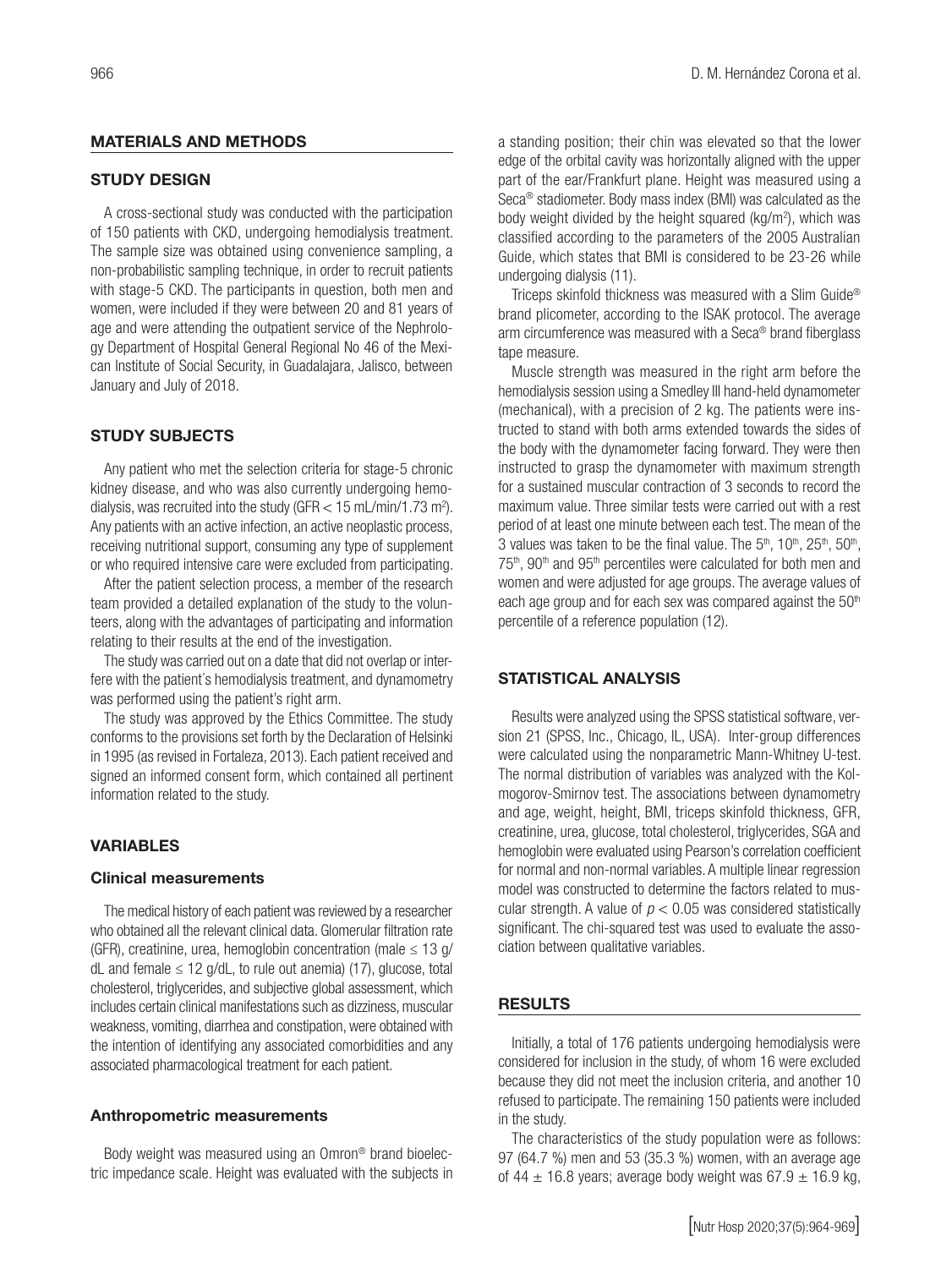## MATERIALS AND METHODS

### STUDY DESIGN

A cross-sectional study was conducted with the participation of 150 patients with CKD, undergoing hemodialysis treatment. The sample size was obtained using convenience sampling, a non-probabilistic sampling technique, in order to recruit patients with stage-5 CKD. The participants in question, both men and women, were included if they were between 20 and 81 years of age and were attending the outpatient service of the Nephrology Department of Hospital General Regional No 46 of the Mexican Institute of Social Security, in Guadalajara, Jalisco, between January and July of 2018.

### STUDY SUBJECTS

Any patient who met the selection criteria for stage-5 chronic kidney disease, and who was also currently undergoing hemodialysis, was recruited into the study (GFR < 15 mL/min/1.73 m$^2$). Any patients with an active infection, an active neoplastic process, receiving nutritional support, consuming any type of supplement or who required intensive care were excluded from participating.

After the patient selection process, a member of the research team provided a detailed explanation of the study to the volunteers, along with the advantages of participating and information relating to their results at the end of the investigation.

The study was carried out on a date that did not overlap or interfere with the patient´s hemodialysis treatment, and dynamometry was performed using the patient's right arm.

The study was approved by the Ethics Committee. The study conforms to the provisions set forth by the Declaration of Helsinki in 1995 (as revised in Fortaleza, 2013). Each patient received and signed an informed consent form, which contained all pertinent information related to the study.

### VARIABLES

#### Clinical measurements

The medical history of each patient was reviewed by a researcher who obtained all the relevant clinical data. Glomerular filtration rate (GFR), creatinine, urea, hemoglobin concentration (male ≤ 13 g/dL and female ≤ 12 g/dL, to rule out anemia) (17), glucose, total cholesterol, triglycerides, and subjective global assessment, which includes certain clinical manifestations such as dizziness, muscular weakness, vomiting, diarrhea and constipation, were obtained with the intention of identifying any associated comorbidities and any associated pharmacological treatment for each patient.

#### Anthropometric measurements

Body weight was measured using an Omron® brand bioelectric impedance scale. Height was evaluated with the subjects in a standing position; their chin was elevated so that the lower edge of the orbital cavity was horizontally aligned with the upper part of the ear/Frankfurt plane. Height was measured using a Seca® stadiometer. Body mass index (BMI) was calculated as the body weight divided by the height squared (kg/m$^2$), which was classified according to the parameters of the 2005 Australian Guide, which states that BMI is considered to be 23-26 while undergoing dialysis (11).

Triceps skinfold thickness was measured with a Slim Guide® brand plicometer, according to the ISAK protocol. The average arm circumference was measured with a Seca® brand fiberglass tape measure.

Muscle strength was measured in the right arm before the hemodialysis session using a Smedley III hand-held dynamometer (mechanical), with a precision of 2 kg. The patients were instructed to stand with both arms extended towards the sides of the body with the dynamometer facing forward. They were then instructed to grasp the dynamometer with maximum strength for a sustained muscular contraction of 3 seconds to record the maximum value. Three similar tests were carried out with a rest period of at least one minute between each test. The mean of the 3 values was taken to be the final value. The 5$^{th}$, 10$^{th}$, 25$^{th}$, 50$^{th}$, 75$^{th}$, 90$^{th}$ and 95$^{th}$ percentiles were calculated for both men and women and were adjusted for age groups. The average values of each age group and for each sex was compared against the 50$^{th}$ percentile of a reference population (12).

### STATISTICAL ANALYSIS

Results were analyzed using the SPSS statistical software, version 21 (SPSS, Inc., Chicago, IL, USA). Inter-group differences were calculated using the nonparametric Mann-Whitney U-test. The normal distribution of variables was analyzed with the Kolmogorov-Smirnov test. The associations between dynamometry and age, weight, height, BMI, triceps skinfold thickness, GFR, creatinine, urea, glucose, total cholesterol, triglycerides, SGA and hemoglobin were evaluated using Pearson's correlation coefficient for normal and non-normal variables. A multiple linear regression model was constructed to determine the factors related to muscular strength. A value of $p < 0.05$ was considered statistically significant. The chi-squared test was used to evaluate the association between qualitative variables.

## RESULTS

Initially, a total of 176 patients undergoing hemodialysis were considered for inclusion in the study, of whom 16 were excluded because they did not meet the inclusion criteria, and another 10 refused to participate. The remaining 150 patients were included in the study.

The characteristics of the study population were as follows: 97 (64.7 %) men and 53 (35.3 %) women, with an average age of 44 ± 16.8 years; average body weight was 67.9 ± 16.9 kg,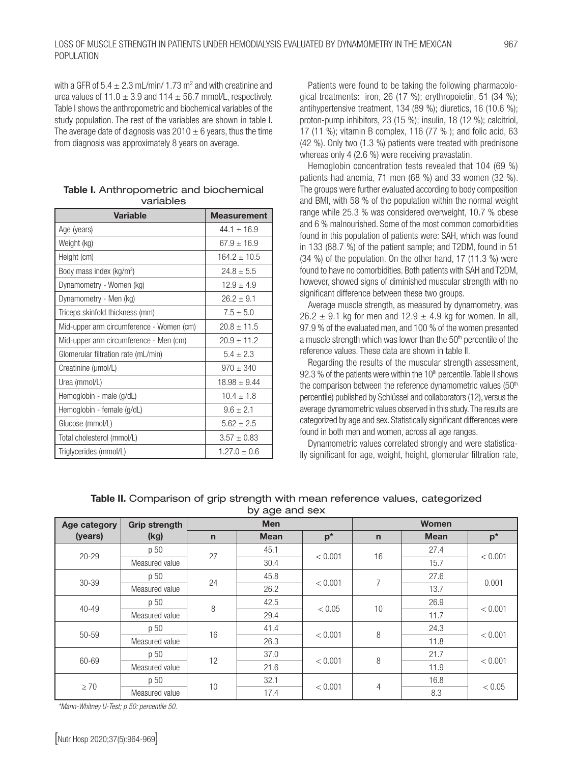with a GFR of $5.4 \pm 2.3$ mL/min/ 1.73 m$^2$ and with creatinine and urea values of $11.0 \pm 3.9$ and $114 \pm 56.7$ mmol/L, respectively. Table I shows the anthropometric and biochemical variables of the study population. The rest of the variables are shown in table I. The average date of diagnosis was $2010 \pm 6$ years, thus the time from diagnosis was approximately 8 years on average.

**Table I.** Anthropometric and biochemical variables

| Variable | Measurement |
|---|---|
| Age (years) | 44.1 ± 16.9 |
| Weight (kg) | 67.9 ± 16.9 |
| Height (cm) | 164.2 ± 10.5 |
| Body mass index (kg/m$^2$) | 24.8 ± 5.5 |
| Dynamometry - Women (kg) | 12.9 ± 4.9 |
| Dynamometry - Men (kg) | 26.2 ± 9.1 |
| Triceps skinfold thickness (mm) | 7.5 ± 5.0 |
| Mid-upper arm circumference - Women (cm) | 20.8 ± 11.5 |
| Mid-upper arm circumference - Men (cm) | 20.9 ± 11.2 |
| Glomerular filtration rate (mL/min) | 5.4 ± 2.3 |
| Creatinine (µmol/L) | 970 ± 340 |
| Urea (mmol/L) | 18.98 ± 9.44 |
| Hemoglobin - male (g/dL) | 10.4 ± 1.8 |
| Hemoglobin - female (g/dL) | 9.6 ± 2.1 |
| Glucose (mmol/L) | 5.62 ± 2.5 |
| Total cholesterol (mmol/L) | 3.57 ± 0.83 |
| Triglycerides (mmol/L) | 1.27.0 ± 0.6 |

Patients were found to be taking the following pharmacological treatments: iron, 26 (17 %); erythropoietin, 51 (34 %); antihypertensive treatment, 134 (89 %); diuretics, 16 (10.6 %); proton-pump inhibitors, 23 (15 %); insulin, 18 (12 %); calcitriol, 17 (11 %); vitamin B complex, 116 (77 % ); and folic acid, 63 (42 %). Only two (1.3 %) patients were treated with prednisone whereas only 4 (2.6 %) were receiving pravastatin.

Hemoglobin concentration tests revealed that 104 (69 %) patients had anemia, 71 men (68 %) and 33 women (32 %). The groups were further evaluated according to body composition and BMI, with 58 % of the population within the normal weight range while 25.3 % was considered overweight, 10.7 % obese and 6 % malnourished. Some of the most common comorbidities found in this population of patients were: SAH, which was found in 133 (88.7 %) of the patient sample; and T2DM, found in 51 (34 %) of the population. On the other hand, 17 (11.3 %) were found to have no comorbidities. Both patients with SAH and T2DM, however, showed signs of diminished muscular strength with no significant difference between these two groups.

Average muscle strength, as measured by dynamometry, was $26.2 \pm 9.1$ kg for men and $12.9 \pm 4.9$ kg for women. In all, 97.9 % of the evaluated men, and 100 % of the women presented a muscle strength which was lower than the 50th percentile of the reference values. These data are shown in table II.

Regarding the results of the muscular strength assessment, 92.3 % of the patients were within the 10th percentile. Table II shows the comparison between the reference dynamometric values (50th percentile) published by Schlüssel and collaborators (12), versus the average dynamometric values observed in this study. The results are categorized by age and sex. Statistically significant differences were found in both men and women, across all age ranges.

Dynamometric values correlated strongly and were statistically significant for age, weight, height, glomerular filtration rate,

**Table II.** Comparison of grip strength with mean reference values, categorized by age and sex

| Age category (years) | Grip strength (kg) | Men | | | Women | | |
|---|---|---|---|---|---|---|---|
| | | n | Mean | p* | n | Mean | p* |
| 20-29 | p 50 | 27 | 45.1 | < 0.001 | 16 | 27.4 | < 0.001 |
| | Measured value | | 30.4 | | | 15.7 | |
| 30-39 | p 50 | 24 | 45.8 | < 0.001 | 7 | 27.6 | 0.001 |
| | Measured value | | 26.2 | | | 13.7 | |
| 40-49 | p 50 | 8 | 42.5 | < 0.05 | 10 | 26.9 | < 0.001 |
| | Measured value | | 29.4 | | | 11.7 | |
| 50-59 | p 50 | 16 | 41.4 | < 0.001 | 8 | 24.3 | < 0.001 |
| | Measured value | | 26.3 | | | 11.8 | |
| 60-69 | p 50 | 12 | 37.0 | < 0.001 | 8 | 21.7 | < 0.001 |
| | Measured value | | 21.6 | | | 11.9 | |
| ≥ 70 | p 50 | 10 | 32.1 | < 0.001 | 4 | 16.8 | < 0.05 |
| | Measured value | | 17.4 | | | 8.3 | |

*\*Mann-Whitney U-Test; p 50: percentile 50.*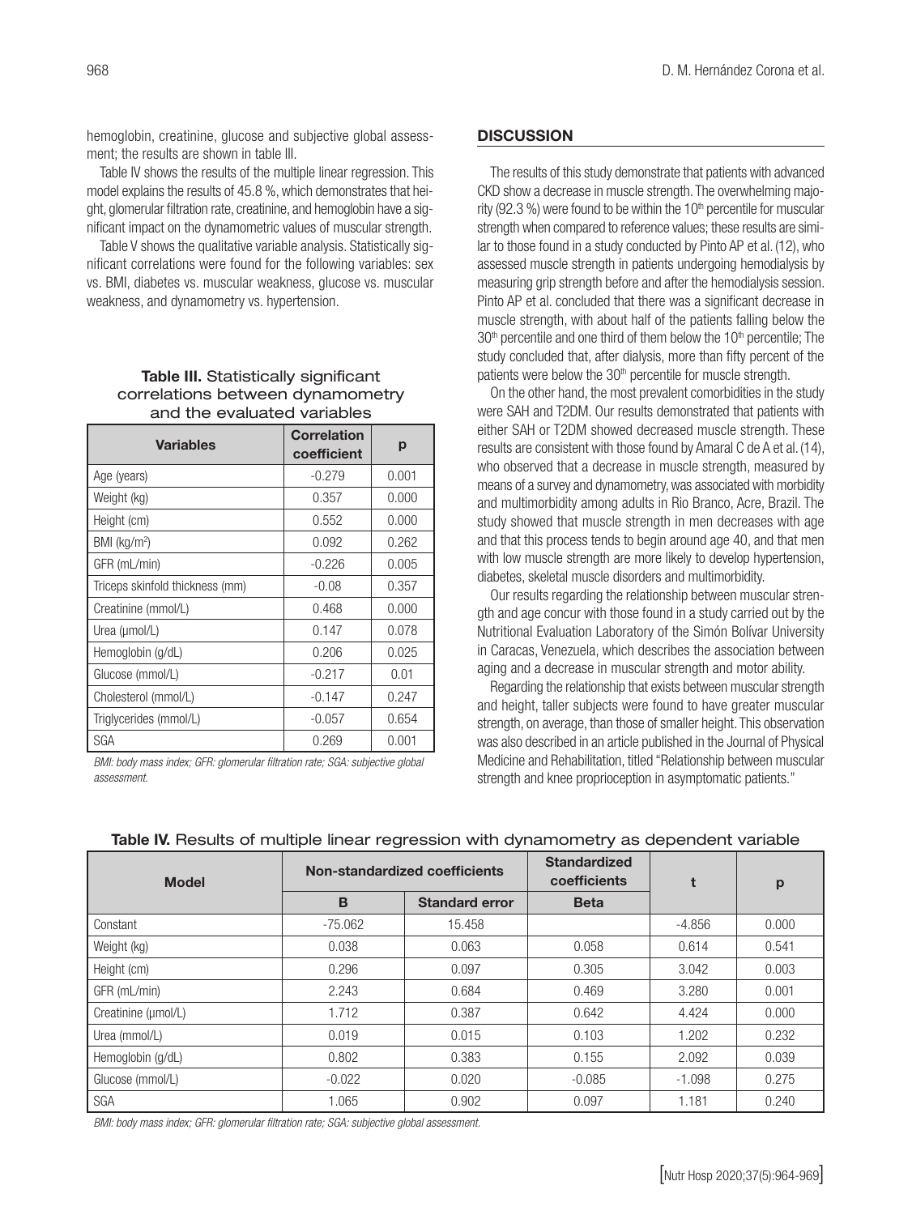hemoglobin, creatinine, glucose and subjective global assessment; the results are shown in table III.

Table IV shows the results of the multiple linear regression. This model explains the results of 45.8 %, which demonstrates that height, glomerular filtration rate, creatinine, and hemoglobin have a significant impact on the dynamometric values of muscular strength.

Table V shows the qualitative variable analysis. Statistically significant correlations were found for the following variables: sex vs. BMI, diabetes vs. muscular weakness, glucose vs. muscular weakness, and dynamometry vs. hypertension.

**Table III.** Statistically significant correlations between dynamometry and the evaluated variables

| Variables | Correlation coefficient | p |
|---|---|---|
| Age (years) | -0.279 | 0.001 |
| Weight (kg) | 0.357 | 0.000 |
| Height (cm) | 0.552 | 0.000 |
| BMI (kg/m$^2$) | 0.092 | 0.262 |
| GFR (mL/min) | -0.226 | 0.005 |
| Triceps skinfold thickness (mm) | -0.08 | 0.357 |
| Creatinine (mmol/L) | 0.468 | 0.000 |
| Urea (µmol/L) | 0.147 | 0.078 |
| Hemoglobin (g/dL) | 0.206 | 0.025 |
| Glucose (mmol/L) | -0.217 | 0.01 |
| Cholesterol (mmol/L) | -0.147 | 0.247 |
| Triglycerides (mmol/L) | -0.057 | 0.654 |
| SGA | 0.269 | 0.001 |

*BMI: body mass index; GFR: glomerular filtration rate; SGA: subjective global assessment.*

## DISCUSSION

The results of this study demonstrate that patients with advanced CKD show a decrease in muscle strength. The overwhelming majority (92.3 %) were found to be within the 10th percentile for muscular strength when compared to reference values; these results are similar to those found in a study conducted by Pinto AP et al. (12), who assessed muscle strength in patients undergoing hemodialysis by measuring grip strength before and after the hemodialysis session. Pinto AP et al. concluded that there was a significant decrease in muscle strength, with about half of the patients falling below the 30th percentile and one third of them below the 10th percentile; The study concluded that, after dialysis, more than fifty percent of the patients were below the 30th percentile for muscle strength.

On the other hand, the most prevalent comorbidities in the study were SAH and T2DM. Our results demonstrated that patients with either SAH or T2DM showed decreased muscle strength. These results are consistent with those found by Amaral C de A et al. (14), who observed that a decrease in muscle strength, measured by means of a survey and dynamometry, was associated with morbidity and multimorbidity among adults in Rio Branco, Acre, Brazil. The study showed that muscle strength in men decreases with age and that this process tends to begin around age 40, and that men with low muscle strength are more likely to develop hypertension, diabetes, skeletal muscle disorders and multimorbidity.

Our results regarding the relationship between muscular strength and age concur with those found in a study carried out by the Nutritional Evaluation Laboratory of the Simón Bolívar University in Caracas, Venezuela, which describes the association between aging and a decrease in muscular strength and motor ability.

Regarding the relationship that exists between muscular strength and height, taller subjects were found to have greater muscular strength, on average, than those of smaller height. This observation was also described in an article published in the Journal of Physical Medicine and Rehabilitation, titled "Relationship between muscular strength and knee proprioception in asymptomatic patients."

**Table IV.** Results of multiple linear regression with dynamometry as dependent variable

| Model | Non-standardized coefficients | | Standardized coefficients | t | p |
|---|---|---|---|---|---|
| | B | Standard error | Beta | | |
| Constant | -75.062 | 15.458 | | -4.856 | 0.000 |
| Weight (kg) | 0.038 | 0.063 | 0.058 | 0.614 | 0.541 |
| Height (cm) | 0.296 | 0.097 | 0.305 | 3.042 | 0.003 |
| GFR (mL/min) | 2.243 | 0.684 | 0.469 | 3.280 | 0.001 |
| Creatinine (µmol/L) | 1.712 | 0.387 | 0.642 | 4.424 | 0.000 |
| Urea (mmol/L) | 0.019 | 0.015 | 0.103 | 1.202 | 0.232 |
| Hemoglobin (g/dL) | 0.802 | 0.383 | 0.155 | 2.092 | 0.039 |
| Glucose (mmol/L) | -0.022 | 0.020 | -0.085 | -1.098 | 0.275 |
| SGA | 1.065 | 0.902 | 0.097 | 1.181 | 0.240 |

*BMI: body mass index; GFR: glomerular filtration rate; SGA: subjective global assessment.*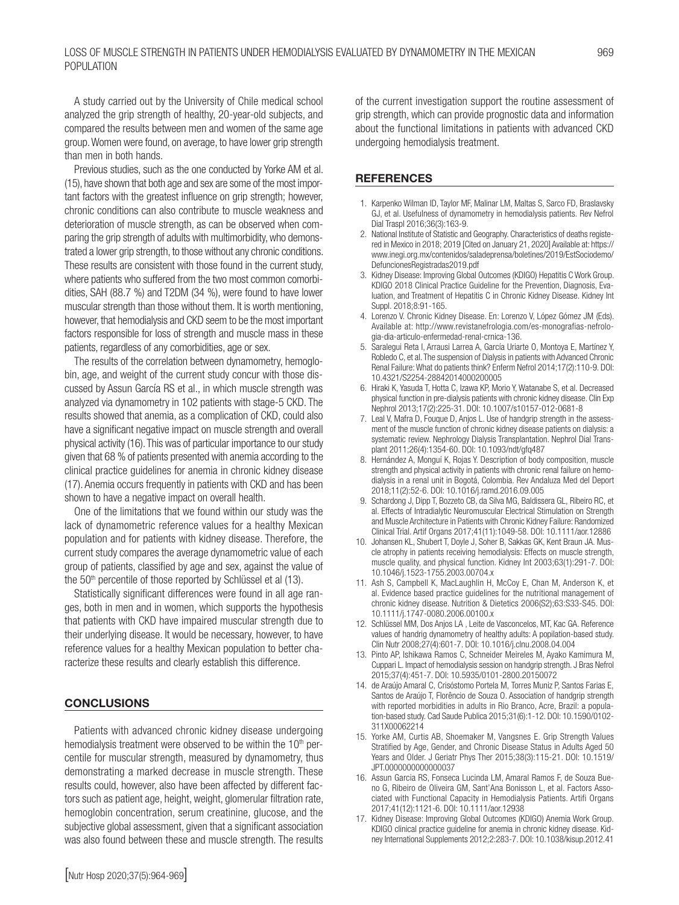A study carried out by the University of Chile medical school analyzed the grip strength of healthy, 20-year-old subjects, and compared the results between men and women of the same age group. Women were found, on average, to have lower grip strength than men in both hands.

Previous studies, such as the one conducted by Yorke AM et al. (15), have shown that both age and sex are some of the most important factors with the greatest influence on grip strength; however, chronic conditions can also contribute to muscle weakness and deterioration of muscle strength, as can be observed when comparing the grip strength of adults with multimorbidity, who demonstrated a lower grip strength, to those without any chronic conditions. These results are consistent with those found in the current study, where patients who suffered from the two most common comorbidities, SAH (88.7 %) and T2DM (34 %), were found to have lower muscular strength than those without them. It is worth mentioning, however, that hemodialysis and CKD seem to be the most important factors responsible for loss of strength and muscle mass in these patients, regardless of any comorbidities, age or sex.

The results of the correlation between dynamometry, hemoglobin, age, and weight of the current study concur with those discussed by Assun García RS et al., in which muscle strength was analyzed via dynamometry in 102 patients with stage-5 CKD. The results showed that anemia, as a complication of CKD, could also have a significant negative impact on muscle strength and overall physical activity (16). This was of particular importance to our study given that 68 % of patients presented with anemia according to the clinical practice guidelines for anemia in chronic kidney disease (17). Anemia occurs frequently in patients with CKD and has been shown to have a negative impact on overall health.

One of the limitations that we found within our study was the lack of dynamometric reference values for a healthy Mexican population and for patients with kidney disease. Therefore, the current study compares the average dynamometric value of each group of patients, classified by age and sex, against the value of the 50th percentile of those reported by Schlüssel et al (13).

Statistically significant differences were found in all age ranges, both in men and in women, which supports the hypothesis that patients with CKD have impaired muscular strength due to their underlying disease. It would be necessary, however, to have reference values for a healthy Mexican population to better characterize these results and clearly establish this difference.

## CONCLUSIONS

Patients with advanced chronic kidney disease undergoing hemodialysis treatment were observed to be within the 10th percentile for muscular strength, measured by dynamometry, thus demonstrating a marked decrease in muscle strength. These results could, however, also have been affected by different factors such as patient age, height, weight, glomerular filtration rate, hemoglobin concentration, serum creatinine, glucose, and the subjective global assessment, given that a significant association was also found between these and muscle strength. The results of the current investigation support the routine assessment of grip strength, which can provide prognostic data and information about the functional limitations in patients with advanced CKD undergoing hemodialysis treatment.

## REFERENCES

1. Karpenko Wilman ID, Taylor MF, Malinar LM, Maltas S, Sarco FD, Braslavsky GJ, et al. Usefulness of dynamometry in hemodialysis patients. Rev Nefrol Dial Traspl 2016;36(3):163-9.
2. National Institute of Statistic and Geography. Characteristics of deaths registered in Mexico in 2018; 2019 [Cited on January 21, 2020] Available at: https://www.inegi.org.mx/contenidos/saladeprensa/boletines/2019/EstSociodemo/DefuncionesRegistradas2019.pdf
3. Kidney Disease: Improving Global Outcomes (KDIGO) Hepatitis C Work Group. KDIGO 2018 Clinical Practice Guideline for the Prevention, Diagnosis, Evaluation, and Treatment of Hepatitis C in Chronic Kidney Disease. Kidney Int Suppl. 2018;8:91-165.
4. Lorenzo V. Chronic Kidney Disease. En: Lorenzo V, López Gómez JM (Eds). Available at: http://www.revistanefrologia.com/es-monografias-nefrologia-dia-articulo-enfermedad-renal-crnica-136.
5. Saralegui Reta I, Arrausi Larrea A, García Uriarte O, Montoya E, Martínez Y, Robledo C, et al. The suspension of Dialysis in patients with Advanced Chronic Renal Failure: What do patients think? Enferm Nefrol 2014;17(2):110-9. DOI: 10.4321/S2254-28842014000200005
6. Hiraki K, Yasuda T, Hotta C, Izawa KP, Morio Y, Watanabe S, et al. Decreased physical function in pre-dialysis patients with chronic kidney disease. Clin Exp Nephrol 2013;17(2):225-31. DOI: 10.1007/s10157-012-0681-8
7. Leal V, Mafra D, Fouque D, Anjos L. Use of handgrip strength in the assessment of the muscle function of chronic kidney disease patients on dialysis: a systematic review. Nephrology Dialysis Transplantation. Nephrol Dial Transplant 2011;26(4):1354-60. DOI: 10.1093/ndt/gfq487
8. Hernández A, Monguí K, Rojas Y. Description of body composition, muscle strength and physical activity in patients with chronic renal failure on hemodialysis in a renal unit in Bogotá, Colombia. Rev Andaluza Med del Deport 2018;11(2):52-6. DOI: 10.1016/j.ramd.2016.09.005
9. Schardong J, Dipp T, Bozzeto CB, da Silva MG, Baldissera GL, Ribeiro RC, et al. Effects of Intradialytic Neuromuscular Electrical Stimulation on Strength and Muscle Architecture in Patients with Chronic Kidney Failure: Randomized Clinical Trial. Artif Organs 2017;41(11):1049-58. DOI: 10.1111/aor.12886
10. Johansen KL, Shubert T, Doyle J, Soher B, Sakkas GK, Kent Braun JA. Muscle atrophy in patients receiving hemodialysis: Effects on muscle strength, muscle quality, and physical function. Kidney Int 2003;63(1):291-7. DOI: 10.1046/j.1523-1755.2003.00704.x
11. Ash S, Campbell K, MacLaughlin H, McCoy E, Chan M, Anderson K, et al. Evidence based practice guidelines for the nutritional management of chronic kidney disease. Nutrition & Dietetics 2006(S2);63:S33-S45. DOI: 10.1111/j.1747-0080.2006.00100.x
12. Schlüssel MM, Dos Anjos LA , Leite de Vasconcelos, MT, Kac GA. Reference values of handrig dynamometry of healthy adults: A popilation-based study. Clin Nutr 2008;27(4):601-7. DOI: 10.1016/j.clnu.2008.04.004
13. Pinto AP, Ishikawa Ramos C, Schneider Meireles M, Ayako Kamimura M, Cuppari L. Impact of hemodialysis session on handgrip strength. J Bras Nefrol 2015;37(4):451-7. DOI: 10.5935/0101-2800.20150072
14. de Araújo Amaral C, Crisóstomo Portela M, Torres Muniz P, Santos Farias E, Santos de Araújo T, Florêncio de Souza O. Association of handgrip strength with reported morbidities in adults in Rio Branco, Acre, Brazil: a population-based study. Cad Saude Publica 2015;31(6):1-12. DOI: 10.1590/0102-311X00062214
15. Yorke AM, Curtis AB, Shoemaker M, Vangsnes E. Grip Strength Values Stratified by Age, Gender, and Chronic Disease Status in Adults Aged 50 Years and Older. J Geriatr Phys Ther 2015;38(3):115-21. DOI: 10.1519/JPT.0000000000000037
16. Assun García RS, Fonseca Lucinda LM, Amaral Ramos F, de Souza Bueno G, Ribeiro de Oliveira GM, Sant'Ana Bonisson L, et al. Factors Associated with Functional Capacity in Hemodialysis Patients. Artifi Organs 2017;41(12):1121-6. DOI: 10.1111/aor.12938
17. Kidney Disease: Improving Global Outcomes (KDIGO) Anemia Work Group. KDIGO clinical practice guideline for anemia in chronic kidney disease. Kidney International Supplements 2012;2:283-7. DOI: 10.1038/kisup.2012.41